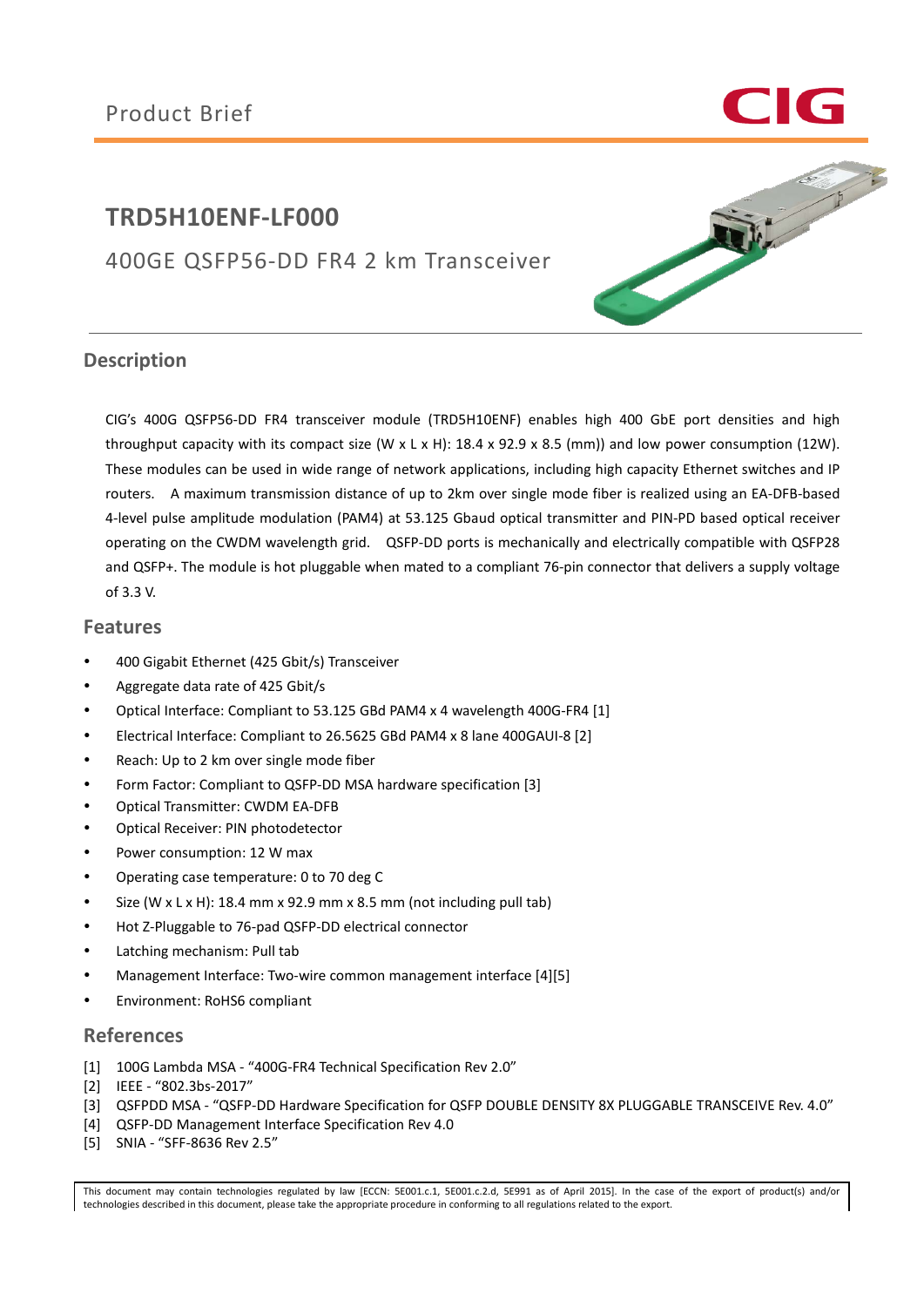Product Brief

# TRD5H10ENF-LF000

## 400GE QSFP56-DD FR4 2 km Transceiver

## Description

CIG's 400G QSFP56-DD FR4 transceiver module (TRD5H10ENF) enables high 400 GbE port densities and high throughput capacity with its compact size (W x L x H): 18.4 x 92.9 x 8.5 (mm)) and low power consumption (12W). These modules can be used in wide range of network applications, including high capacity Ethernet switches and IP routers. A maximum transmission distance of up to 2km over single mode fiber is realized using an EA-DFB-based 4-level pulse amplitude modulation (PAM4) at 53.125 Gbaud optical transmitter and PIN-PD based optical receiver operating on the CWDM wavelength grid. QSFP-DD ports is mechanically and electrically compatible with QSFP28 and QSFP+. The module is hot pluggable when mated to a compliant 76-pin connector that delivers a supply voltage of 3.3 V.

## Features

- 400 Gigabit Ethernet (425 Gbit/s) Transceiver
- Aggregate data rate of 425 Gbit/s
- Optical Interface: Compliant to 53.125 GBd PAM4 x 4 wavelength 400G-FR4 [1]
- Electrical Interface: Compliant to 26.5625 GBd PAM4 x 8 lane 400GAUI-8 [2]
- Reach: Up to 2 km over single mode fiber
- Form Factor: Compliant to QSFP-DD MSA hardware specification [3]
- Optical Transmitter: CWDM EA-DFB
- Optical Receiver: PIN photodetector
- Power consumption: 12 W max
- Operating case temperature: 0 to 70 deg C
- Size (W x L x H): 18.4 mm x 92.9 mm x 8.5 mm (not including pull tab)
- Hot Z-Pluggable to 76-pad QSFP-DD electrical connector
- Latching mechanism: Pull tab
- Management Interface: Two-wire common management interface [4][5]
- Environment: RoHS6 compliant

## References

[1] 100G Lambda MSA - "400G-FR4 Technical Specification Rev 2.0"
[2] IEEE - "802.3bs-2017"
[3] QSFPDD MSA - "QSFP-DD Hardware Specification for QSFP DOUBLE DENSITY 8X PLUGGABLE TRANSCEIVE Rev. 4.0"
[4] QSFP-DD Management Interface Specification Rev 4.0
[5] SNIA - "SFF-8636 Rev 2.5"

This document may contain technologies regulated by law [ECCN: 5E001.c.1, 5E001.c.2.d, 5E991 as of April 2015]. In the case of the export of product(s) and/or technologies described in this document, please take the appropriate procedure in conforming to all regulations related to the export.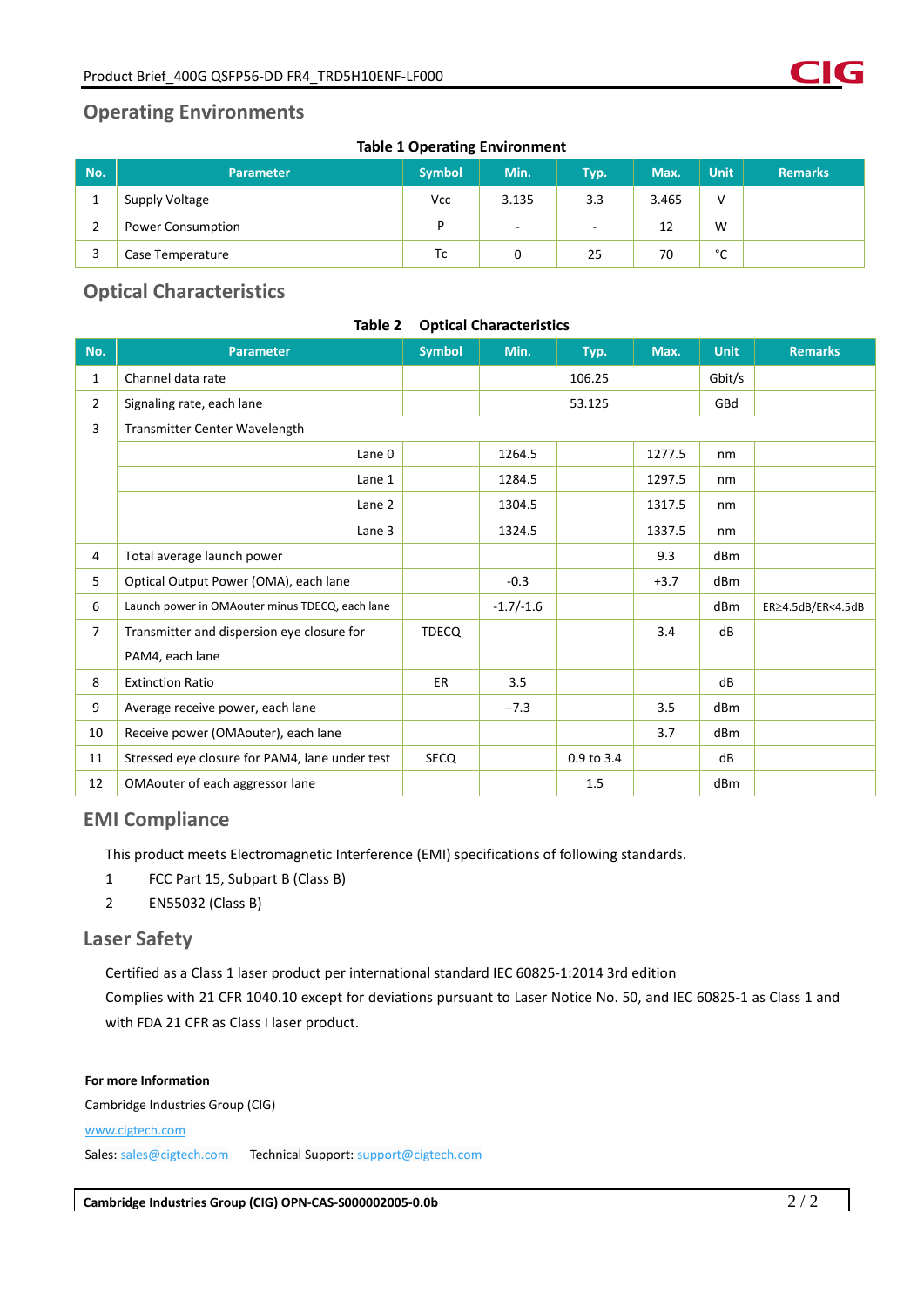## Operating Environments

**Table 1 Operating Environment**

| No. | Parameter | Symbol | Min. | Typ. | Max. | Unit | Remarks |
|---|---|---|---|---|---|---|---|
| 1 | Supply Voltage | Vcc | 3.135 | 3.3 | 3.465 | V | |
| 2 | Power Consumption | P | - | - | 12 | W | |
| 3 | Case Temperature | Tc | 0 | 25 | 70 | °C | |

## Optical Characteristics

**Table 2 Optical Characteristics**

| No. | Parameter | Symbol | Min. | Typ. | Max. | Unit | Remarks |
|---|---|---|---|---|---|---|---|
| 1 | Channel data rate | | | 106.25 | | Gbit/s | |
| 2 | Signaling rate, each lane | | | 53.125 | | GBd | |
| 3 | Transmitter Center Wavelength | | | | | | |
| | Lane 0 | | 1264.5 | | 1277.5 | nm | |
| | Lane 1 | | 1284.5 | | 1297.5 | nm | |
| | Lane 2 | | 1304.5 | | 1317.5 | nm | |
| | Lane 3 | | 1324.5 | | 1337.5 | nm | |
| 4 | Total average launch power | | | | 9.3 | dBm | |
| 5 | Optical Output Power (OMA), each lane | | -0.3 | | +3.7 | dBm | |
| 6 | Launch power in OMAouter minus TDECQ, each lane | | -1.7/-1.6 | | | dBm | ER≥4.5dB/ER<4.5dB |
| 7 | Transmitter and dispersion eye closure for PAM4, each lane | TDECQ | | | 3.4 | dB | |
| 8 | Extinction Ratio | ER | 3.5 | | | dB | |
| 9 | Average receive power, each lane | | −7.3 | | 3.5 | dBm | |
| 10 | Receive power (OMAouter), each lane | | | | 3.7 | dBm | |
| 11 | Stressed eye closure for PAM4, lane under test | SECQ | | 0.9 to 3.4 | | dB | |
| 12 | OMAouter of each aggressor lane | | | 1.5 | | dBm | |

## EMI Compliance

This product meets Electromagnetic Interference (EMI) specifications of following standards.

1 FCC Part 15, Subpart B (Class B)

2 EN55032 (Class B)

## Laser Safety

Certified as a Class 1 laser product per international standard IEC 60825-1:2014 3rd edition

Complies with 21 CFR 1040.10 except for deviations pursuant to Laser Notice No. 50, and IEC 60825-1 as Class 1 and with FDA 21 CFR as Class I laser product.

**For more Information**

Cambridge Industries Group (CIG)

www.cigtech.com

Sales: sales@cigtech.com Technical Support: support@cigtech.com